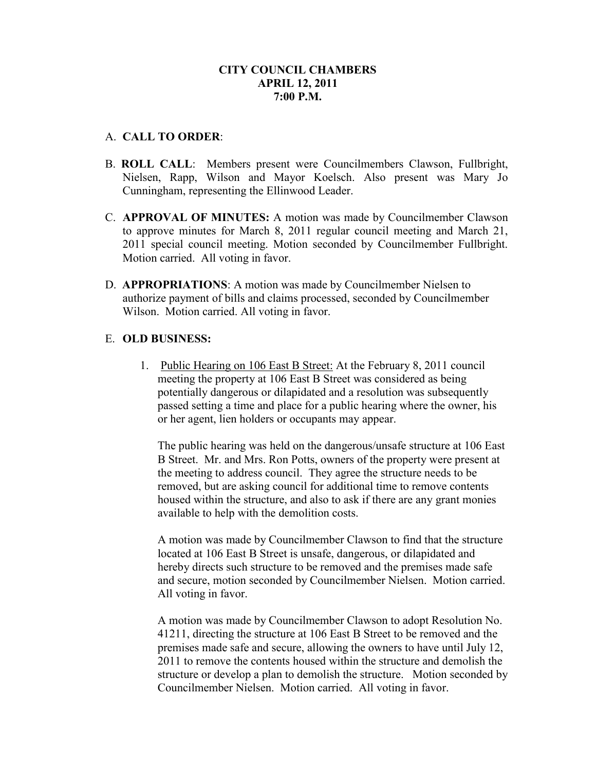# CITY COUNCIL CHAMBERS
# APRIL 12, 2011
# 7:00 P.M.

A. **CALL TO ORDER**:

B. **ROLL CALL**: Members present were Councilmembers Clawson, Fullbright, Nielsen, Rapp, Wilson and Mayor Koelsch. Also present was Mary Jo Cunningham, representing the Ellinwood Leader.

C. **APPROVAL OF MINUTES:** A motion was made by Councilmember Clawson to approve minutes for March 8, 2011 regular council meeting and March 21, 2011 special council meeting. Motion seconded by Councilmember Fullbright. Motion carried. All voting in favor.

D. **APPROPRIATIONS**: A motion was made by Councilmember Nielsen to authorize payment of bills and claims processed, seconded by Councilmember Wilson. Motion carried. All voting in favor.

E. **OLD BUSINESS:**

1. Public Hearing on 106 East B Street: At the February 8, 2011 council meeting the property at 106 East B Street was considered as being potentially dangerous or dilapidated and a resolution was subsequently passed setting a time and place for a public hearing where the owner, his or her agent, lien holders or occupants may appear.

   The public hearing was held on the dangerous/unsafe structure at 106 East B Street. Mr. and Mrs. Ron Potts, owners of the property were present at the meeting to address council. They agree the structure needs to be removed, but are asking council for additional time to remove contents housed within the structure, and also to ask if there are any grant monies available to help with the demolition costs.

   A motion was made by Councilmember Clawson to find that the structure located at 106 East B Street is unsafe, dangerous, or dilapidated and hereby directs such structure to be removed and the premises made safe and secure, motion seconded by Councilmember Nielsen. Motion carried. All voting in favor.

   A motion was made by Councilmember Clawson to adopt Resolution No. 41211, directing the structure at 106 East B Street to be removed and the premises made safe and secure, allowing the owners to have until July 12, 2011 to remove the contents housed within the structure and demolish the structure or develop a plan to demolish the structure. Motion seconded by Councilmember Nielsen. Motion carried. All voting in favor.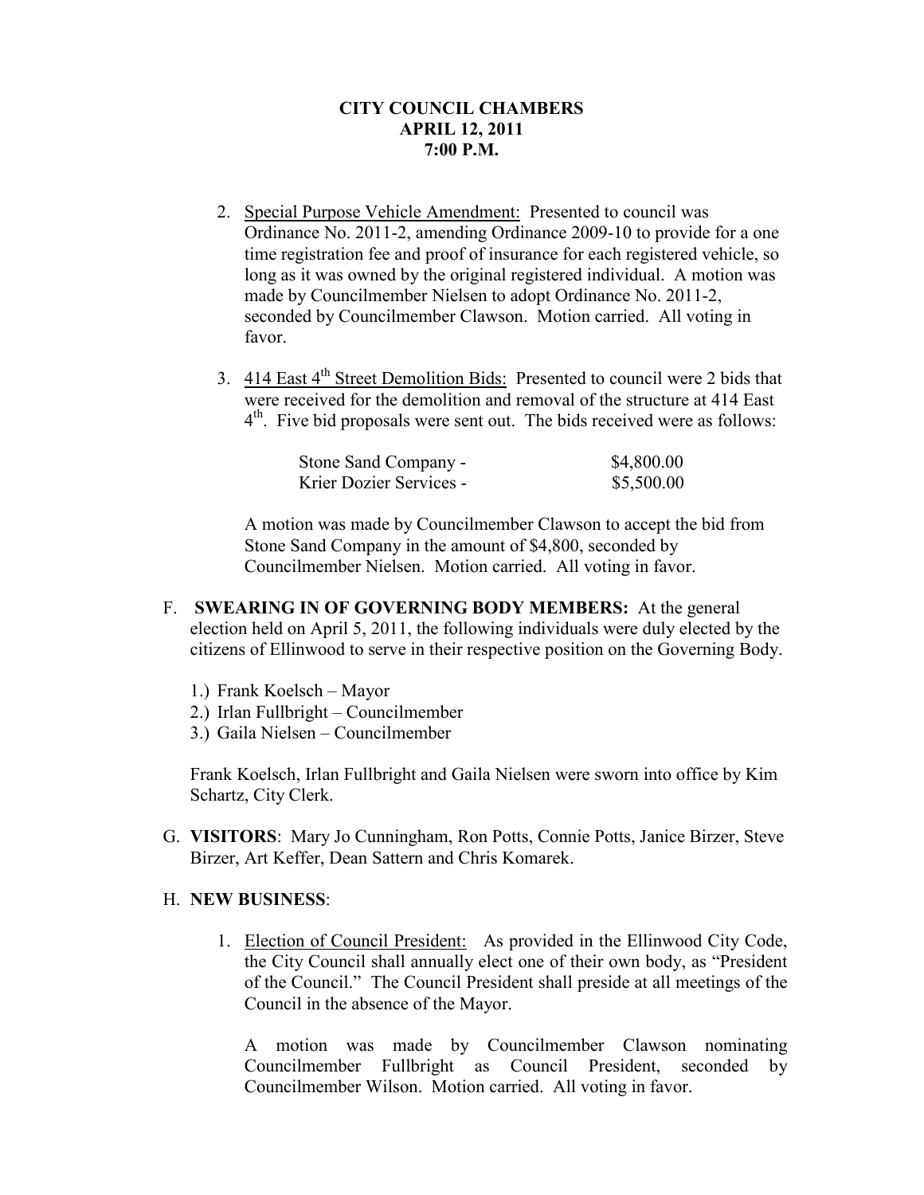**CITY COUNCIL CHAMBERS**
**APRIL 12, 2011**
**7:00 P.M.**

2. Special Purpose Vehicle Amendment: Presented to council was Ordinance No. 2011-2, amending Ordinance 2009-10 to provide for a one time registration fee and proof of insurance for each registered vehicle, so long as it was owned by the original registered individual. A motion was made by Councilmember Nielsen to adopt Ordinance No. 2011-2, seconded by Councilmember Clawson. Motion carried. All voting in favor.

3. 414 East 4th Street Demolition Bids: Presented to council were 2 bids that were received for the demolition and removal of the structure at 414 East 4th. Five bid proposals were sent out. The bids received were as follows:

| | |
|---|---|
| Stone Sand Company - | $4,800.00 |
| Krier Dozier Services - | $5,500.00 |

A motion was made by Councilmember Clawson to accept the bid from Stone Sand Company in the amount of $4,800, seconded by Councilmember Nielsen. Motion carried. All voting in favor.

F. **SWEARING IN OF GOVERNING BODY MEMBERS:** At the general election held on April 5, 2011, the following individuals were duly elected by the citizens of Ellinwood to serve in their respective position on the Governing Body.

1.) Frank Koelsch – Mayor
2.) Irlan Fullbright – Councilmember
3.) Gaila Nielsen – Councilmember

Frank Koelsch, Irlan Fullbright and Gaila Nielsen were sworn into office by Kim Schartz, City Clerk.

G. **VISITORS**: Mary Jo Cunningham, Ron Potts, Connie Potts, Janice Birzer, Steve Birzer, Art Keffer, Dean Sattern and Chris Komarek.

H. **NEW BUSINESS**:

1. Election of Council President: As provided in the Ellinwood City Code, the City Council shall annually elect one of their own body, as "President of the Council." The Council President shall preside at all meetings of the Council in the absence of the Mayor.

A motion was made by Councilmember Clawson nominating Councilmember Fullbright as Council President, seconded by Councilmember Wilson. Motion carried. All voting in favor.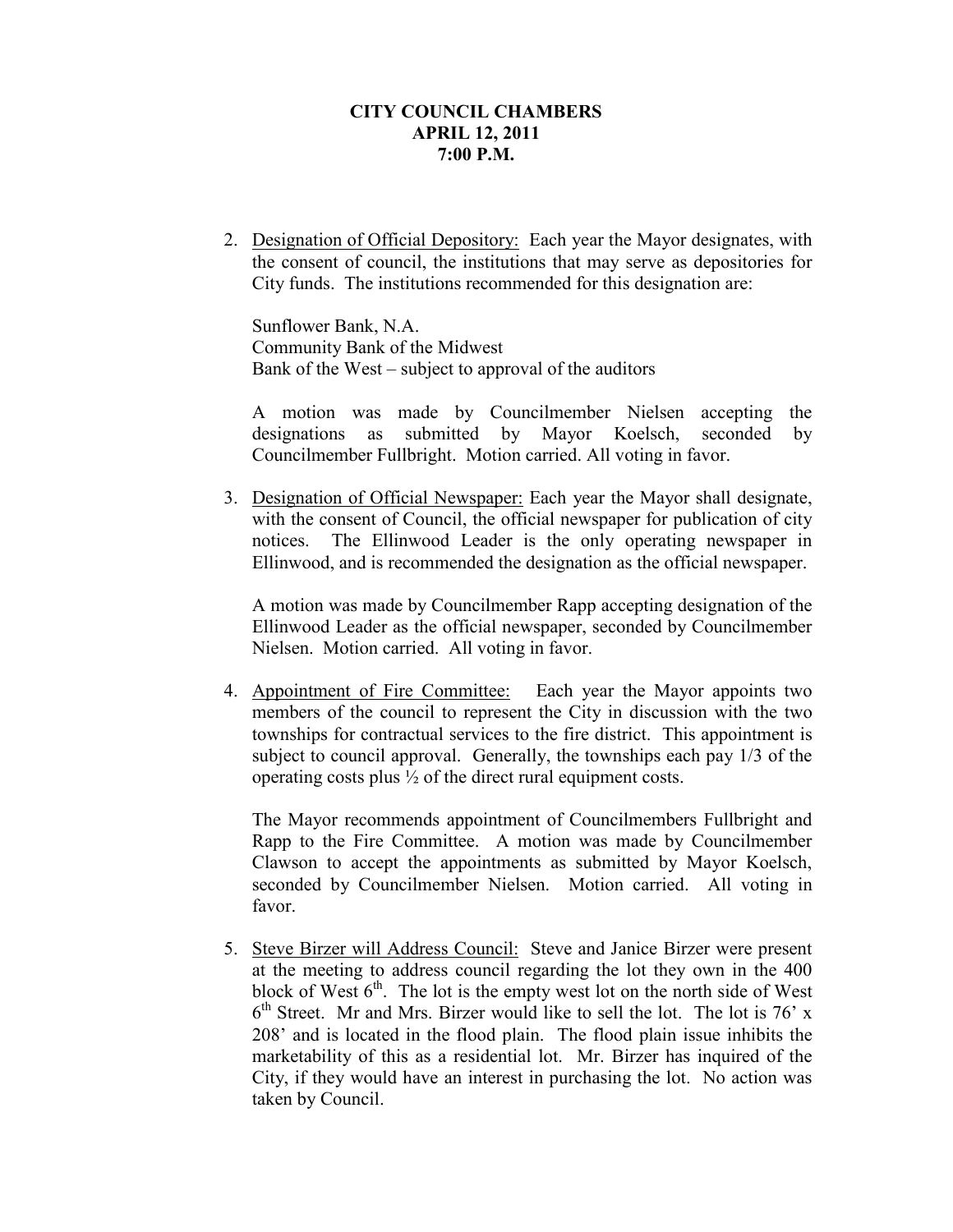**CITY COUNCIL CHAMBERS**
**APRIL 12, 2011**
**7:00 P.M.**

2. Designation of Official Depository: Each year the Mayor designates, with the consent of council, the institutions that may serve as depositories for City funds. The institutions recommended for this designation are:

   Sunflower Bank, N.A.
   Community Bank of the Midwest
   Bank of the West – subject to approval of the auditors

   A motion was made by Councilmember Nielsen accepting the designations as submitted by Mayor Koelsch, seconded by Councilmember Fullbright. Motion carried. All voting in favor.

3. Designation of Official Newspaper: Each year the Mayor shall designate, with the consent of Council, the official newspaper for publication of city notices. The Ellinwood Leader is the only operating newspaper in Ellinwood, and is recommended the designation as the official newspaper.

   A motion was made by Councilmember Rapp accepting designation of the Ellinwood Leader as the official newspaper, seconded by Councilmember Nielsen. Motion carried. All voting in favor.

4. Appointment of Fire Committee: Each year the Mayor appoints two members of the council to represent the City in discussion with the two townships for contractual services to the fire district. This appointment is subject to council approval. Generally, the townships each pay 1/3 of the operating costs plus ½ of the direct rural equipment costs.

   The Mayor recommends appointment of Councilmembers Fullbright and Rapp to the Fire Committee. A motion was made by Councilmember Clawson to accept the appointments as submitted by Mayor Koelsch, seconded by Councilmember Nielsen. Motion carried. All voting in favor.

5. Steve Birzer will Address Council: Steve and Janice Birzer were present at the meeting to address council regarding the lot they own in the 400 block of West 6th. The lot is the empty west lot on the north side of West 6th Street. Mr and Mrs. Birzer would like to sell the lot. The lot is 76' x 208' and is located in the flood plain. The flood plain issue inhibits the marketability of this as a residential lot. Mr. Birzer has inquired of the City, if they would have an interest in purchasing the lot. No action was taken by Council.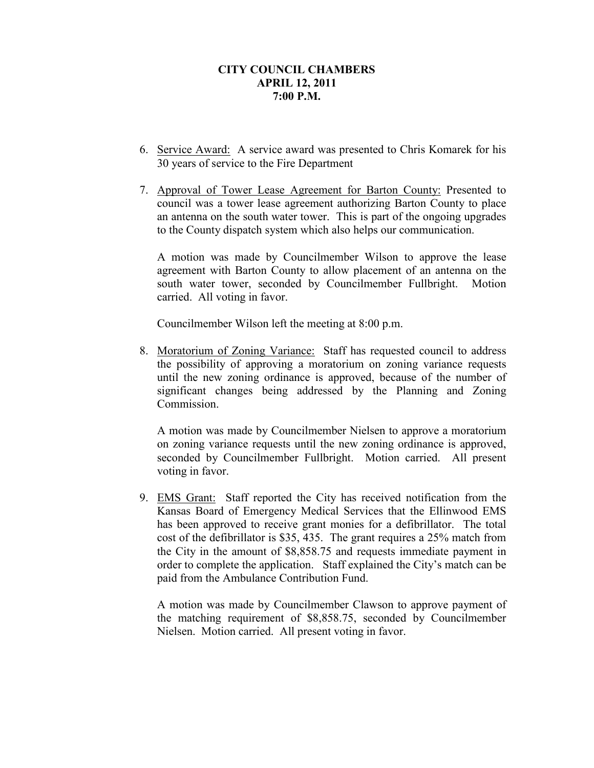**CITY COUNCIL CHAMBERS**
**APRIL 12, 2011**
**7:00 P.M.**

6. Service Award: A service award was presented to Chris Komarek for his 30 years of service to the Fire Department

7. Approval of Tower Lease Agreement for Barton County: Presented to council was a tower lease agreement authorizing Barton County to place an antenna on the south water tower. This is part of the ongoing upgrades to the County dispatch system which also helps our communication.

   A motion was made by Councilmember Wilson to approve the lease agreement with Barton County to allow placement of an antenna on the south water tower, seconded by Councilmember Fullbright. Motion carried. All voting in favor.

   Councilmember Wilson left the meeting at 8:00 p.m.

8. Moratorium of Zoning Variance: Staff has requested council to address the possibility of approving a moratorium on zoning variance requests until the new zoning ordinance is approved, because of the number of significant changes being addressed by the Planning and Zoning Commission.

   A motion was made by Councilmember Nielsen to approve a moratorium on zoning variance requests until the new zoning ordinance is approved, seconded by Councilmember Fullbright. Motion carried. All present voting in favor.

9. EMS Grant: Staff reported the City has received notification from the Kansas Board of Emergency Medical Services that the Ellinwood EMS has been approved to receive grant monies for a defibrillator. The total cost of the defibrillator is $35, 435. The grant requires a 25% match from the City in the amount of $8,858.75 and requests immediate payment in order to complete the application. Staff explained the City's match can be paid from the Ambulance Contribution Fund.

   A motion was made by Councilmember Clawson to approve payment of the matching requirement of $8,858.75, seconded by Councilmember Nielsen. Motion carried. All present voting in favor.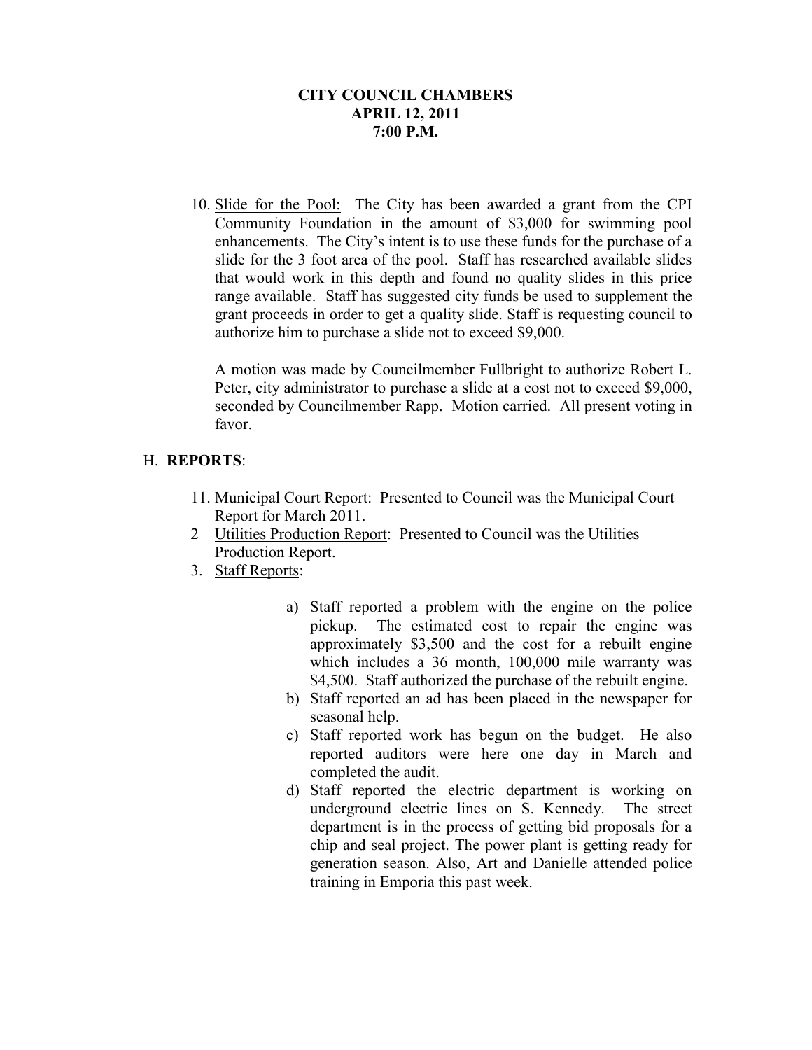**CITY COUNCIL CHAMBERS**
**APRIL 12, 2011**
**7:00 P.M.**

10. Slide for the Pool: The City has been awarded a grant from the CPI Community Foundation in the amount of $3,000 for swimming pool enhancements. The City's intent is to use these funds for the purchase of a slide for the 3 foot area of the pool. Staff has researched available slides that would work in this depth and found no quality slides in this price range available. Staff has suggested city funds be used to supplement the grant proceeds in order to get a quality slide. Staff is requesting council to authorize him to purchase a slide not to exceed $9,000.

    A motion was made by Councilmember Fullbright to authorize Robert L. Peter, city administrator to purchase a slide at a cost not to exceed $9,000, seconded by Councilmember Rapp. Motion carried. All present voting in favor.

H. **REPORTS**:

11. Municipal Court Report: Presented to Council was the Municipal Court Report for March 2011.
2 Utilities Production Report: Presented to Council was the Utilities Production Report.
3. Staff Reports:

    a) Staff reported a problem with the engine on the police pickup. The estimated cost to repair the engine was approximately $3,500 and the cost for a rebuilt engine which includes a 36 month, 100,000 mile warranty was $4,500. Staff authorized the purchase of the rebuilt engine.
    b) Staff reported an ad has been placed in the newspaper for seasonal help.
    c) Staff reported work has begun on the budget. He also reported auditors were here one day in March and completed the audit.
    d) Staff reported the electric department is working on underground electric lines on S. Kennedy. The street department is in the process of getting bid proposals for a chip and seal project. The power plant is getting ready for generation season. Also, Art and Danielle attended police training in Emporia this past week.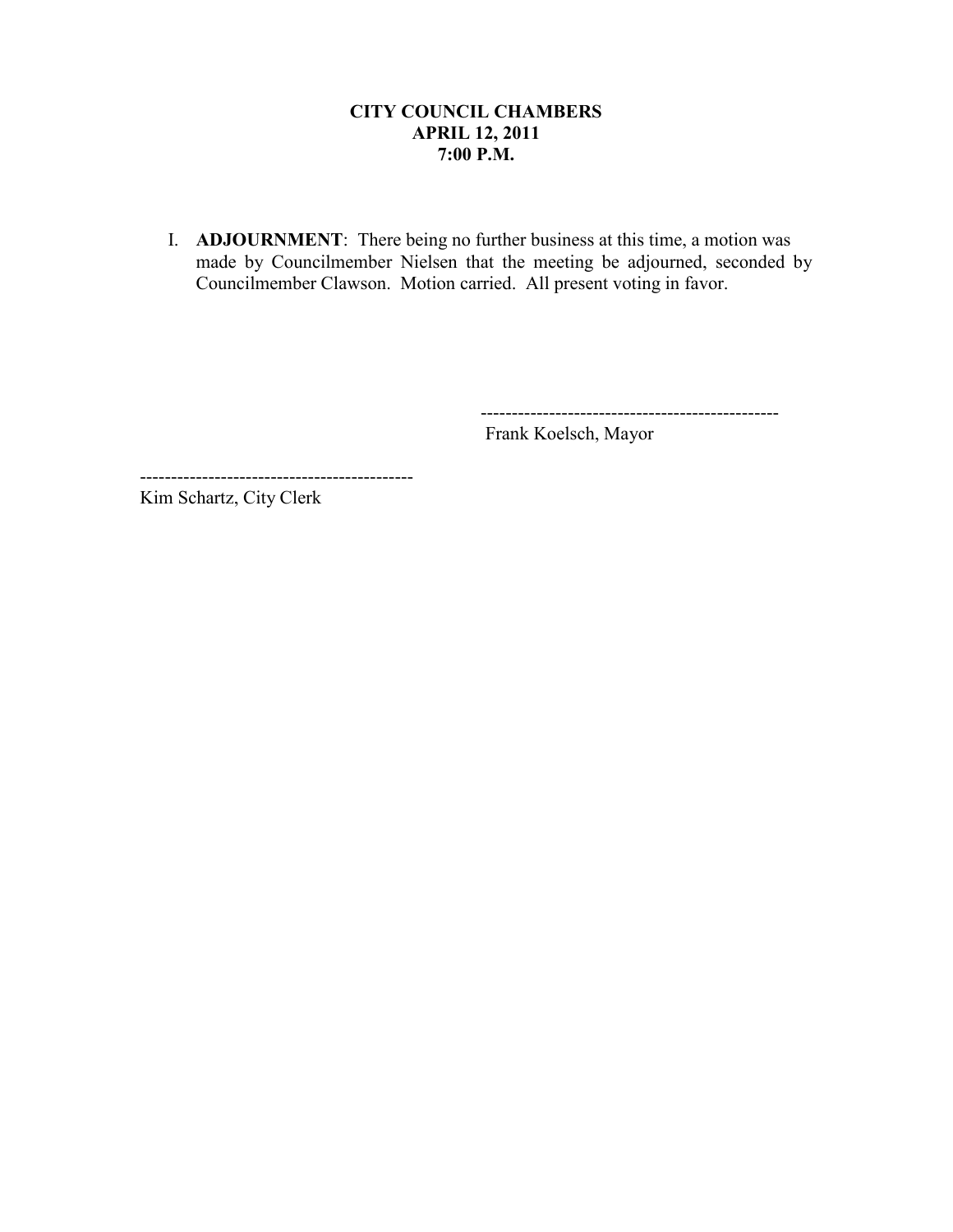**CITY COUNCIL CHAMBERS**
**APRIL 12, 2011**
**7:00 P.M.**

I. **ADJOURNMENT**: There being no further business at this time, a motion was made by Councilmember Nielsen that the meeting be adjourned, seconded by Councilmember Clawson. Motion carried. All present voting in favor.

-----------------------------------------------
Frank Koelsch, Mayor

-------------------------------------------
Kim Schartz, City Clerk